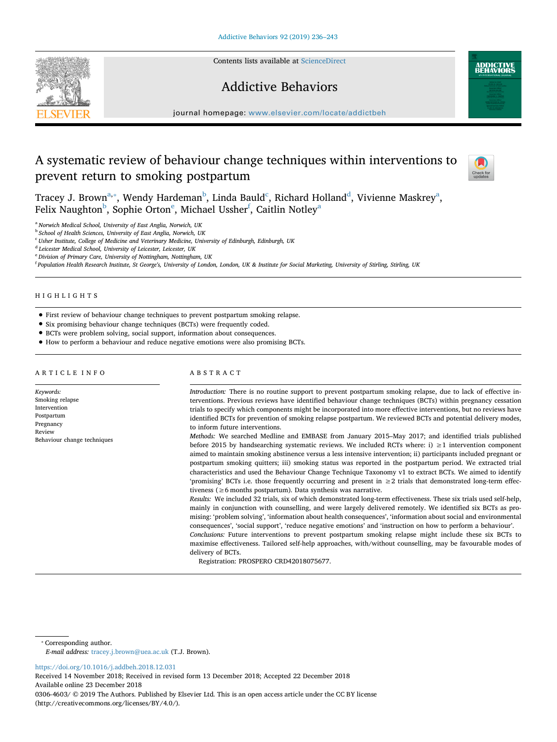Contents lists available at ScienceDirect

# Addictive Behaviors

journal homepage: www.elsevier.com/locate/addictbeh

# A systematic review of behaviour change techniques within interventions to prevent return to smoking postpartum

Tracey J. Brown[a,*], Wendy Hardeman[b], Linda Bauld[c], Richard Holland[d], Vivienne Maskrey[a], Felix Naughton[b], Sophie Orton[e], Michael Ussher[f], Caitlin Notley[a]

[a] Norwich Medical School, University of East Anglia, Norwich, UK
[b] School of Health Sciences, University of East Anglia, Norwich, UK
[c] Usher Institute, College of Medicine and Veterinary Medicine, University of Edinburgh, Edinburgh, UK
[d] Leicester Medical School, University of Leicester, Leicester, UK
[e] Division of Primary Care, University of Nottingham, Nottingham, UK
[f] Population Health Research Institute, St George's, University of London, London, UK & Institute for Social Marketing, University of Stirling, Stirling, UK

## HIGHLIGHTS

- First review of behaviour change techniques to prevent postpartum smoking relapse.
- Six promising behaviour change techniques (BCTs) were frequently coded.
- BCTs were problem solving, social support, information about consequences.
- How to perform a behaviour and reduce negative emotions were also promising BCTs.

## ARTICLE INFO

*Keywords:*
Smoking relapse
Intervention
Postpartum
Pregnancy
Review
Behaviour change techniques

## ABSTRACT

*Introduction:* There is no routine support to prevent postpartum smoking relapse, due to lack of effective interventions. Previous reviews have identified behaviour change techniques (BCTs) within pregnancy cessation trials to specify which components might be incorporated into more effective interventions, but no reviews have identified BCTs for prevention of smoking relapse postpartum. We reviewed BCTs and potential delivery modes, to inform future interventions.

*Methods:* We searched Medline and EMBASE from January 2015–May 2017; and identified trials published before 2015 by handsearching systematic reviews. We included RCTs where: i) ≥1 intervention component aimed to maintain smoking abstinence versus a less intensive intervention; ii) participants included pregnant or postpartum smoking quitters; iii) smoking status was reported in the postpartum period. We extracted trial characteristics and used the Behaviour Change Technique Taxonomy v1 to extract BCTs. We aimed to identify 'promising' BCTs i.e. those frequently occurring and present in ≥2 trials that demonstrated long-term effectiveness (≥6 months postpartum). Data synthesis was narrative.

*Results:* We included 32 trials, six of which demonstrated long-term effectiveness. These six trials used self-help, mainly in conjunction with counselling, and were largely delivered remotely. We identified six BCTs as promising: 'problem solving', 'information about health consequences', 'information about social and environmental consequences', 'social support', 'reduce negative emotions' and 'instruction on how to perform a behaviour'.

*Conclusions:* Future interventions to prevent postpartum smoking relapse might include these six BCTs to maximise effectiveness. Tailored self-help approaches, with/without counselling, may be favourable modes of delivery of BCTs.

Registration: PROSPERO CRD42018075677.

---

* Corresponding author.
*E-mail address:* tracey.j.brown@uea.ac.uk (T.J. Brown).

https://doi.org/10.1016/j.addbeh.2018.12.031
Received 14 November 2018; Received in revised form 13 December 2018; Accepted 22 December 2018
Available online 23 December 2018
0306-4603/ © 2019 The Authors. Published by Elsevier Ltd. This is an open access article under the CC BY license (http://creativecommons.org/licenses/BY/4.0/).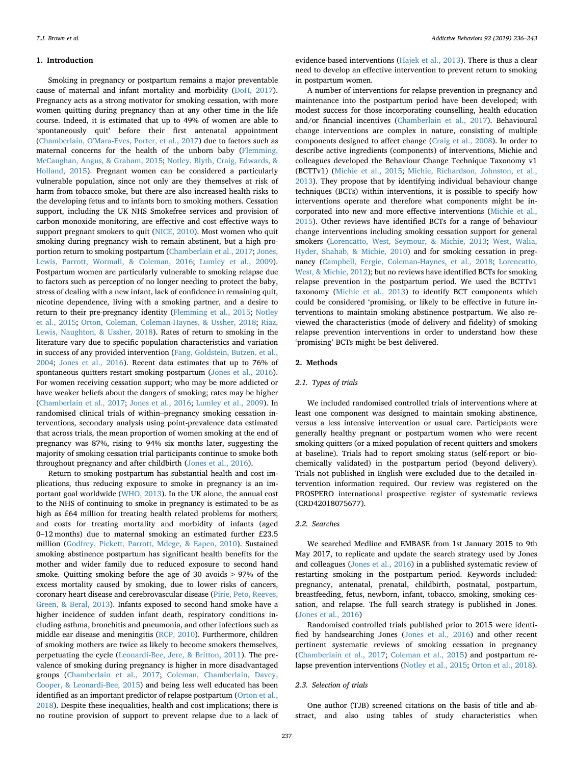## 1. Introduction

Smoking in pregnancy or postpartum remains a major preventable cause of maternal and infant mortality and morbidity (DoH, 2017). Pregnancy acts as a strong motivator for smoking cessation, with more women quitting during pregnancy than at any other time in the life course. Indeed, it is estimated that up to 49% of women are able to 'spontaneously quit' before their first antenatal appointment (Chamberlain, O'Mara-Eves, Porter, et al., 2017) due to factors such as maternal concerns for the health of the unborn baby (Flemming, McCaughan, Angus, & Graham, 2015; Notley, Blyth, Craig, Edwards, & Holland, 2015). Pregnant women can be considered a particularly vulnerable population, since not only are they themselves at risk of harm from tobacco smoke, but there are also increased health risks to the developing fetus and to infants born to smoking mothers. Cessation support, including the UK NHS Smokefree services and provision of carbon monoxide monitoring, are effective and cost effective ways to support pregnant smokers to quit (NICE, 2010). Most women who quit smoking during pregnancy wish to remain abstinent, but a high proportion return to smoking postpartum (Chamberlain et al., 2017; Jones, Lewis, Parrott, Wormall, & Coleman, 2016; Lumley et al., 2009). Postpartum women are particularly vulnerable to smoking relapse due to factors such as perception of no longer needing to protect the baby, stress of dealing with a new infant, lack of confidence in remaining quit, nicotine dependence, living with a smoking partner, and a desire to return to their pre-pregnancy identity (Flemming et al., 2015; Notley et al., 2015; Orton, Coleman, Coleman-Haynes, & Ussher, 2018; Riaz, Lewis, Naughton, & Ussher, 2018). Rates of return to smoking in the literature vary due to specific population characteristics and variation in success of any provided intervention (Fang, Goldstein, Butzen, et al., 2004; Jones et al., 2016). Recent data estimates that up to 76% of spontaneous quitters restart smoking postpartum (Jones et al., 2016). For women receiving cessation support; who may be more addicted or have weaker beliefs about the dangers of smoking; rates may be higher (Chamberlain et al., 2017; Jones et al., 2016; Lumley et al., 2009). In randomised clinical trials of within–pregnancy smoking cessation interventions, secondary analysis using point-prevalence data estimated that across trials, the mean proportion of women smoking at the end of pregnancy was 87%, rising to 94% six months later, suggesting the majority of smoking cessation trial participants continue to smoke both throughout pregnancy and after childbirth (Jones et al., 2016).

Return to smoking postpartum has substantial health and cost implications, thus reducing exposure to smoke in pregnancy is an important goal worldwide (WHO, 2013). In the UK alone, the annual cost to the NHS of continuing to smoke in pregnancy is estimated to be as high as £64 million for treating health related problems for mothers; and costs for treating mortality and morbidity of infants (aged 0–12 months) due to maternal smoking an estimated further £23.5 million (Godfrey, Pickett, Parrott, Mdege, & Eapen, 2010). Sustained smoking abstinence postpartum has significant health benefits for the mother and wider family due to reduced exposure to second hand smoke. Quitting smoking before the age of 30 avoids > 97% of the excess mortality caused by smoking, due to lower risks of cancers, coronary heart disease and cerebrovascular disease (Pirie, Peto, Reeves, Green, & Beral, 2013). Infants exposed to second hand smoke have a higher incidence of sudden infant death, respiratory conditions including asthma, bronchitis and pneumonia, and other infections such as middle ear disease and meningitis (RCP, 2010). Furthermore, children of smoking mothers are twice as likely to become smokers themselves, perpetuating the cycle (Leonardi-Bee, Jere, & Britton, 2011). The prevalence of smoking during pregnancy is higher in more disadvantaged groups (Chamberlain et al., 2017; Coleman, Chamberlain, Davey, Cooper, & Leonardi-Bee, 2015) and being less well educated has been identified as an important predictor of relapse postpartum (Orton et al., 2018). Despite these inequalities, health and cost implications; there is no routine provision of support to prevent relapse due to a lack of evidence-based interventions (Hajek et al., 2013). There is thus a clear need to develop an effective intervention to prevent return to smoking in postpartum women.

A number of interventions for relapse prevention in pregnancy and maintenance into the postpartum period have been developed; with modest success for those incorporating counselling, health education and/or financial incentives (Chamberlain et al., 2017). Behavioural change interventions are complex in nature, consisting of multiple components designed to affect change (Craig et al., 2008). In order to describe active ingredients (components) of interventions, Michie and colleagues developed the Behaviour Change Technique Taxonomy v1 (BCTTv1) (Michie et al., 2015; Michie, Richardson, Johnston, et al., 2013). They propose that by identifying individual behaviour change techniques (BCTs) within interventions, it is possible to specify how interventions operate and therefore what components might be incorporated into new and more effective interventions (Michie et al., 2015). Other reviews have identified BCTs for a range of behaviour change interventions including smoking cessation support for general smokers (Lorencatto, West, Seymour, & Michie, 2013; West, Walia, Hyder, Shahab, & Michie, 2010) and for smoking cessation in pregnancy (Campbell, Fergie, Coleman-Haynes, et al., 2018; Lorencatto, West, & Michie, 2012); but no reviews have identified BCTs for smoking relapse prevention in the postpartum period. We used the BCTTv1 taxonomy (Michie et al., 2013) to identify BCT components which could be considered 'promising, or likely to be effective in future interventions to maintain smoking abstinence postpartum. We also reviewed the characteristics (mode of delivery and fidelity) of smoking relapse prevention interventions in order to understand how these 'promising' BCTs might be best delivered.

## 2. Methods

### 2.1. Types of trials

We included randomised controlled trials of interventions where at least one component was designed to maintain smoking abstinence, versus a less intensive intervention or usual care. Participants were generally healthy pregnant or postpartum women who were recent smoking quitters (or a mixed population of recent quitters and smokers at baseline). Trials had to report smoking status (self-report or biochemically validated) in the postpartum period (beyond delivery). Trials not published in English were excluded due to the detailed intervention information required. Our review was registered on the PROSPERO international prospective register of systematic reviews (CRD42018075677).

### 2.2. Searches

We searched Medline and EMBASE from 1st January 2015 to 9th May 2017, to replicate and update the search strategy used by Jones and colleagues (Jones et al., 2016) in a published systematic review of restarting smoking in the postpartum period. Keywords included: pregnancy, antenatal, prenatal, childbirth, postnatal, postpartum, breastfeeding, fetus, newborn, infant, tobacco, smoking, smoking cessation, and relapse. The full search strategy is published in Jones. (Jones et al., 2016)

Randomised controlled trials published prior to 2015 were identified by handsearching Jones (Jones et al., 2016) and other recent pertinent systematic reviews of smoking cessation in pregnancy (Chamberlain et al., 2017; Coleman et al., 2015) and postpartum relapse prevention interventions (Notley et al., 2015; Orton et al., 2018).

### 2.3. Selection of trials

One author (TJB) screened citations on the basis of title and abstract, and also using tables of study characteristics when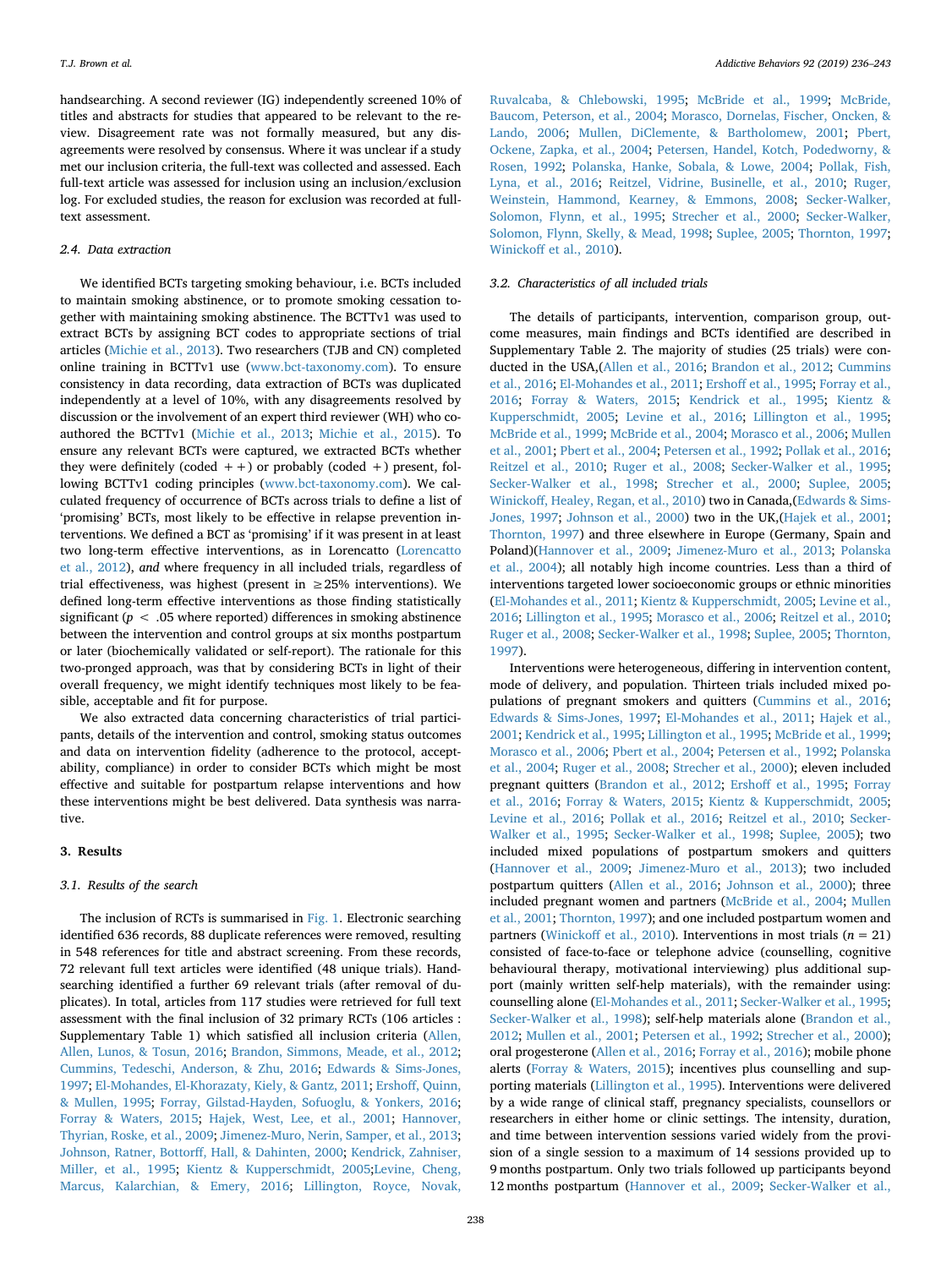handsearching. A second reviewer (IG) independently screened 10% of titles and abstracts for studies that appeared to be relevant to the review. Disagreement rate was not formally measured, but any disagreements were resolved by consensus. Where it was unclear if a study met our inclusion criteria, the full-text was collected and assessed. Each full-text article was assessed for inclusion using an inclusion/exclusion log. For excluded studies, the reason for exclusion was recorded at full-text assessment.

### 2.4. Data extraction

We identified BCTs targeting smoking behaviour, i.e. BCTs included to maintain smoking abstinence, or to promote smoking cessation together with maintaining smoking abstinence. The BCTTv1 was used to extract BCTs by assigning BCT codes to appropriate sections of trial articles (Michie et al., 2013). Two researchers (TJB and CN) completed online training in BCTTv1 use (www.bct-taxonomy.com). To ensure consistency in data recording, data extraction of BCTs was duplicated independently at a level of 10%, with any disagreements resolved by discussion or the involvement of an expert third reviewer (WH) who co-authored the BCTTv1 (Michie et al., 2013; Michie et al., 2015). To ensure any relevant BCTs were captured, we extracted BCTs whether they were definitely (coded + +) or probably (coded +) present, following BCTTv1 coding principles (www.bct-taxonomy.com). We calculated frequency of occurrence of BCTs across trials to define a list of 'promising' BCTs, most likely to be effective in relapse prevention interventions. We defined a BCT as 'promising' if it was present in at least two long-term effective interventions, as in Lorencatto (Lorencatto et al., 2012), *and* where frequency in all included trials, regardless of trial effectiveness, was highest (present in ≥25% interventions). We defined long-term effective interventions as those finding statistically significant ($p < .05$ where reported) differences in smoking abstinence between the intervention and control groups at six months postpartum or later (biochemically validated or self-report). The rationale for this two-pronged approach, was that by considering BCTs in light of their overall frequency, we might identify techniques most likely to be feasible, acceptable and fit for purpose.

We also extracted data concerning characteristics of trial participants, details of the intervention and control, smoking status outcomes and data on intervention fidelity (adherence to the protocol, acceptability, compliance) in order to consider BCTs which might be most effective and suitable for postpartum relapse interventions and how these interventions might be best delivered. Data synthesis was narrative.

## 3. Results

### 3.1. Results of the search

The inclusion of RCTs is summarised in Fig. 1. Electronic searching identified 636 records, 88 duplicate references were removed, resulting in 548 references for title and abstract screening. From these records, 72 relevant full text articles were identified (48 unique trials). Hand-searching identified a further 69 relevant trials (after removal of duplicates). In total, articles from 117 studies were retrieved for full text assessment with the final inclusion of 32 primary RCTs (106 articles : Supplementary Table 1) which satisfied all inclusion criteria (Allen, Allen, Lunos, & Tosun, 2016; Brandon, Simmons, Meade, et al., 2012; Cummins, Tedeschi, Anderson, & Zhu, 2016; Edwards & Sims-Jones, 1997; El-Mohandes, El-Khorazaty, Kiely, & Gantz, 2011; Ershoff, Quinn, & Mullen, 1995; Forray, Gilstad-Hayden, Sofuoglu, & Yonkers, 2016; Forray & Waters, 2015; Hajek, West, Lee, et al., 2001; Hannover, Thyrian, Roske, et al., 2009; Jimenez-Muro, Nerin, Samper, et al., 2013; Johnson, Ratner, Bottorff, Hall, & Dahinten, 2000; Kendrick, Zahniser, Miller, et al., 1995; Kientz & Kupperschmidt, 2005;Levine, Cheng, Marcus, Kalarchian, & Emery, 2016; Lillington, Royce, Novak, Ruvalcaba, & Chlebowski, 1995; McBride et al., 1999; McBride, Baucom, Peterson, et al., 2004; Morasco, Dornelas, Fischer, Oncken, & Lando, 2006; Mullen, DiClemente, & Bartholomew, 2001; Pbert, Ockene, Zapka, et al., 2004; Petersen, Handel, Kotch, Podedworny, & Rosen, 1992; Polanska, Hanke, Sobala, & Lowe, 2004; Pollak, Fish, Lyna, et al., 2016; Reitzel, Vidrine, Businelle, et al., 2010; Ruger, Weinstein, Hammond, Kearney, & Emmons, 2008; Secker-Walker, Solomon, Flynn, et al., 1995; Strecher et al., 2000; Secker-Walker, Solomon, Flynn, Skelly, & Mead, 1998; Suplee, 2005; Thornton, 1997; Winickoff et al., 2010).

### 3.2. Characteristics of all included trials

The details of participants, intervention, comparison group, outcome measures, main findings and BCTs identified are described in Supplementary Table 2. The majority of studies (25 trials) were conducted in the USA,(Allen et al., 2016; Brandon et al., 2012; Cummins et al., 2016; El-Mohandes et al., 2011; Ershoff et al., 1995; Forray et al., 2016; Forray & Waters, 2015; Kendrick et al., 1995; Kientz & Kupperschmidt, 2005; Levine et al., 2016; Lillington et al., 1995; McBride et al., 1999; McBride et al., 2004; Morasco et al., 2006; Mullen et al., 2001; Pbert et al., 2004; Petersen et al., 1992; Pollak et al., 2016; Reitzel et al., 2010; Ruger et al., 2008; Secker-Walker et al., 1995; Secker-Walker et al., 1998; Strecher et al., 2000; Suplee, 2005; Winickoff, Healey, Regan, et al., 2010) two in Canada,(Edwards & Sims-Jones, 1997; Johnson et al., 2000) two in the UK,(Hajek et al., 2001; Thornton, 1997) and three elsewhere in Europe (Germany, Spain and Poland)(Hannover et al., 2009; Jimenez-Muro et al., 2013; Polanska et al., 2004); all notably high income countries. Less than a third of interventions targeted lower socioeconomic groups or ethnic minorities (El-Mohandes et al., 2011; Kientz & Kupperschmidt, 2005; Levine et al., 2016; Lillington et al., 1995; Morasco et al., 2006; Reitzel et al., 2010; Ruger et al., 2008; Secker-Walker et al., 1998; Suplee, 2005; Thornton, 1997).

Interventions were heterogeneous, differing in intervention content, mode of delivery, and population. Thirteen trials included mixed populations of pregnant smokers and quitters (Cummins et al., 2016; Edwards & Sims-Jones, 1997; El-Mohandes et al., 2011; Hajek et al., 2001; Kendrick et al., 1995; Lillington et al., 1995; McBride et al., 1999; Morasco et al., 2006; Pbert et al., 2004; Petersen et al., 1992; Polanska et al., 2004; Ruger et al., 2008; Strecher et al., 2000); eleven included pregnant quitters (Brandon et al., 2012; Ershoff et al., 1995; Forray et al., 2016; Forray & Waters, 2015; Kientz & Kupperschmidt, 2005; Levine et al., 2016; Pollak et al., 2016; Reitzel et al., 2010; Secker-Walker et al., 1995; Secker-Walker et al., 1998; Suplee, 2005); two included mixed populations of postpartum smokers and quitters (Hannover et al., 2009; Jimenez-Muro et al., 2013); two included postpartum quitters (Allen et al., 2016; Johnson et al., 2000); three included pregnant women and partners (McBride et al., 2004; Mullen et al., 2001; Thornton, 1997); and one included postpartum women and partners (Winickoff et al., 2010). Interventions in most trials ($n = 21$) consisted of face-to-face or telephone advice (counselling, cognitive behavioural therapy, motivational interviewing) plus additional support (mainly written self-help materials), with the remainder using: counselling alone (El-Mohandes et al., 2011; Secker-Walker et al., 1995; Secker-Walker et al., 1998); self-help materials alone (Brandon et al., 2012; Mullen et al., 2001; Petersen et al., 1992; Strecher et al., 2000); oral progesterone (Allen et al., 2016; Forray et al., 2016); mobile phone alerts (Forray & Waters, 2015); incentives plus counselling and supporting materials (Lillington et al., 1995). Interventions were delivered by a wide range of clinical staff, pregnancy specialists, counsellors or researchers in either home or clinic settings. The intensity, duration, and time between intervention sessions varied widely from the provision of a single session to a maximum of 14 sessions provided up to 9 months postpartum. Only two trials followed up participants beyond 12 months postpartum (Hannover et al., 2009; Secker-Walker et al.,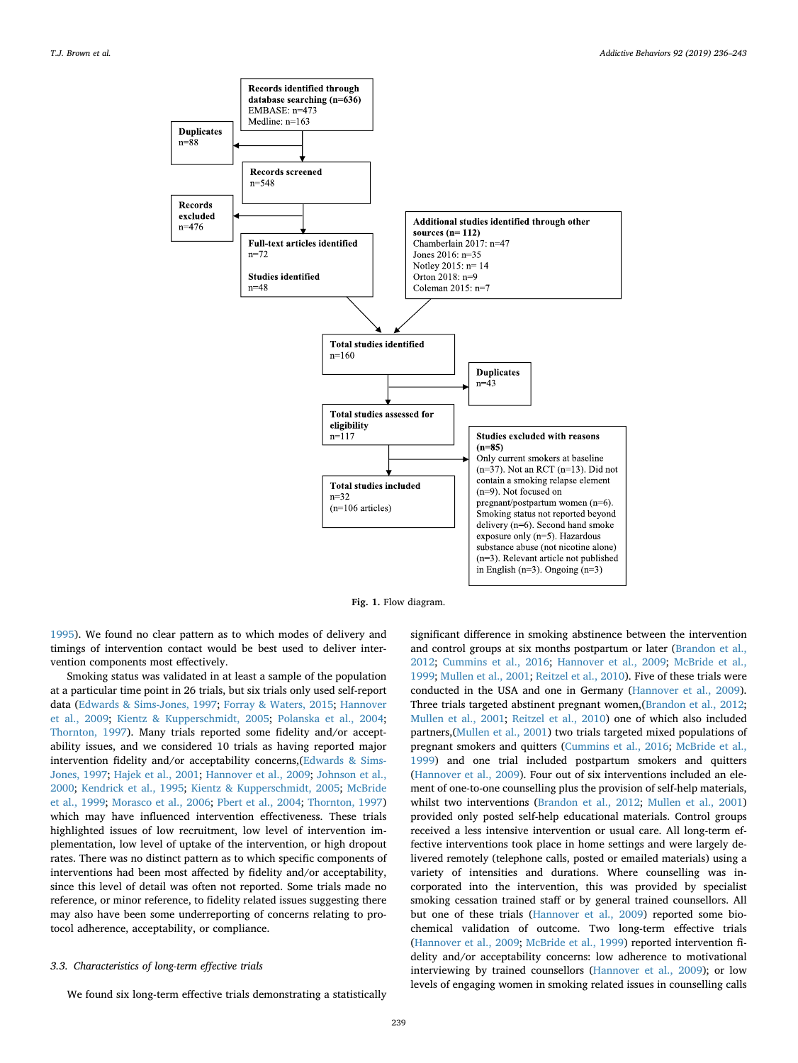Records identified through database searching (n=636)
EMBASE: n=473
Medline: n=163

Duplicates
n=88

Records screened
n=548

Records excluded
n=476

Full-text articles identified
n=72

Studies identified
n=48

Additional studies identified through other sources (n= 112)
Chamberlain 2017: n=47
Jones 2016: n=35
Notley 2015: n= 14
Orton 2018: n=9
Coleman 2015: n=7

Total studies identified
n=160

Duplicates
n=43

Total studies assessed for eligibility
n=117

Studies excluded with reasons (n=85)
Only current smokers at baseline (n=37). Not an RCT (n=13). Did not contain a smoking relapse element (n=9). Not focused on pregnant/postpartum women (n=6). Smoking status not reported beyond delivery (n=6). Second hand smoke exposure only (n=5). Hazardous substance abuse (not nicotine alone) (n=3). Relevant article not published in English (n=3). Ongoing (n=3)

Total studies included
n=32
(n=106 articles)

**Fig. 1.** Flow diagram.

1995). We found no clear pattern as to which modes of delivery and timings of intervention contact would be best used to deliver intervention components most effectively.

Smoking status was validated in at least a sample of the population at a particular time point in 26 trials, but six trials only used self-report data (Edwards & Sims-Jones, 1997; Forray & Waters, 2015; Hannover et al., 2009; Kientz & Kupperschmidt, 2005; Polanska et al., 2004; Thornton, 1997). Many trials reported some fidelity and/or acceptability issues, and we considered 10 trials as having reported major intervention fidelity and/or acceptability concerns,(Edwards & Sims-Jones, 1997; Hajek et al., 2001; Hannover et al., 2009; Johnson et al., 2000; Kendrick et al., 1995; Kientz & Kupperschmidt, 2005; McBride et al., 1999; Morasco et al., 2006; Pbert et al., 2004; Thornton, 1997) which may have influenced intervention effectiveness. These trials highlighted issues of low recruitment, low level of intervention implementation, low level of uptake of the intervention, or high dropout rates. There was no distinct pattern as to which specific components of interventions had been most affected by fidelity and/or acceptability, since this level of detail was often not reported. Some trials made no reference, or minor reference, to fidelity related issues suggesting there may also have been some underreporting of concerns relating to protocol adherence, acceptability, or compliance.

### 3.3. Characteristics of long-term effective trials

We found six long-term effective trials demonstrating a statistically significant difference in smoking abstinence between the intervention and control groups at six months postpartum or later (Brandon et al., 2012; Cummins et al., 2016; Hannover et al., 2009; McBride et al., 1999; Mullen et al., 2001; Reitzel et al., 2010). Five of these trials were conducted in the USA and one in Germany (Hannover et al., 2009). Three trials targeted abstinent pregnant women,(Brandon et al., 2012; Mullen et al., 2001; Reitzel et al., 2010) one of which also included partners,(Mullen et al., 2001) two trials targeted mixed populations of pregnant smokers and quitters (Cummins et al., 2016; McBride et al., 1999) and one trial included postpartum smokers and quitters (Hannover et al., 2009). Four out of six interventions included an element of one-to-one counselling plus the provision of self-help materials, whilst two interventions (Brandon et al., 2012; Mullen et al., 2001) provided only posted self-help educational materials. Control groups received a less intensive intervention or usual care. All long-term effective interventions took place in home settings and were largely delivered remotely (telephone calls, posted or emailed materials) using a variety of intensities and durations. Where counselling was incorporated into the intervention, this was provided by specialist smoking cessation trained staff or by general trained counsellors. All but one of these trials (Hannover et al., 2009) reported some biochemical validation of outcome. Two long-term effective trials (Hannover et al., 2009; McBride et al., 1999) reported intervention fidelity and/or acceptability concerns: low adherence to motivational interviewing by trained counsellors (Hannover et al., 2009); or low levels of engaging women in smoking related issues in counselling calls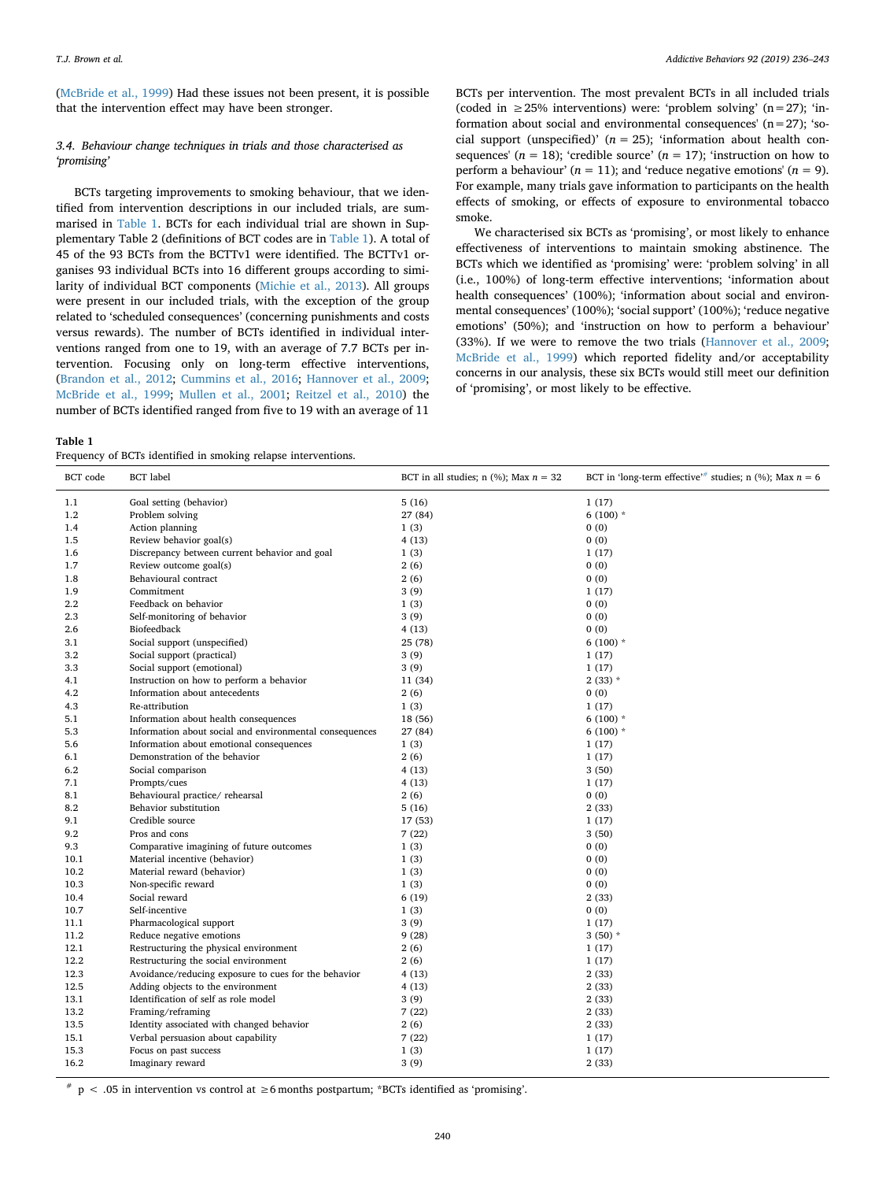(McBride et al., 1999) Had these issues not been present, it is possible that the intervention effect may have been stronger.

### 3.4. Behaviour change techniques in trials and those characterised as 'promising'

BCTs targeting improvements to smoking behaviour, that we identified from intervention descriptions in our included trials, are summarised in Table 1. BCTs for each individual trial are shown in Supplementary Table 2 (definitions of BCT codes are in Table 1). A total of 45 of the 93 BCTs from the BCTTv1 were identified. The BCTTv1 organises 93 individual BCTs into 16 different groups according to similarity of individual BCT components (Michie et al., 2013). All groups were present in our included trials, with the exception of the group related to 'scheduled consequences' (concerning punishments and costs versus rewards). The number of BCTs identified in individual interventions ranged from one to 19, with an average of 7.7 BCTs per intervention. Focusing only on long-term effective interventions, (Brandon et al., 2012; Cummins et al., 2016; Hannover et al., 2009; McBride et al., 1999; Mullen et al., 2001; Reitzel et al., 2010) the number of BCTs identified ranged from five to 19 with an average of 11 BCTs per intervention. The most prevalent BCTs in all included trials (coded in ≥25% interventions) were: 'problem solving' (n = 27); 'information about social and environmental consequences' (n = 27); 'social support (unspecified)' (*n* = 25); 'information about health consequences' (*n* = 18); 'credible source' (*n* = 17); 'instruction on how to perform a behaviour' (*n* = 11); and 'reduce negative emotions' (*n* = 9). For example, many trials gave information to participants on the health effects of smoking, or effects of exposure to environmental tobacco smoke.

We characterised six BCTs as 'promising', or most likely to enhance effectiveness of interventions to maintain smoking abstinence. The BCTs which we identified as 'promising' were: 'problem solving' in all (i.e., 100%) of long-term effective interventions; 'information about health consequences' (100%); 'information about social and environmental consequences' (100%); 'social support' (100%); 'reduce negative emotions' (50%); and 'instruction on how to perform a behaviour' (33%). If we were to remove the two trials (Hannover et al., 2009; McBride et al., 1999) which reported fidelity and/or acceptability concerns in our analysis, these six BCTs would still meet our definition of 'promising', or most likely to be effective.

**Table 1**
Frequency of BCTs identified in smoking relapse interventions.

| BCT code | BCT label | BCT in all studies; n (%); Max *n* = 32 | BCT in 'long-term effective'[#] studies; n (%); Max *n* = 6 |
|---|---|---|---|
| 1.1 | Goal setting (behavior) | 5 (16) | 1 (17) |
| 1.2 | Problem solving | 27 (84) | 6 (100) * |
| 1.4 | Action planning | 1 (3) | 0 (0) |
| 1.5 | Review behavior goal(s) | 4 (13) | 0 (0) |
| 1.6 | Discrepancy between current behavior and goal | 1 (3) | 1 (17) |
| 1.7 | Review outcome goal(s) | 2 (6) | 0 (0) |
| 1.8 | Behavioural contract | 2 (6) | 0 (0) |
| 1.9 | Commitment | 3 (9) | 1 (17) |
| 2.2 | Feedback on behavior | 1 (3) | 0 (0) |
| 2.3 | Self-monitoring of behavior | 3 (9) | 0 (0) |
| 2.6 | Biofeedback | 4 (13) | 0 (0) |
| 3.1 | Social support (unspecified) | 25 (78) | 6 (100) * |
| 3.2 | Social support (practical) | 3 (9) | 1 (17) |
| 3.3 | Social support (emotional) | 3 (9) | 1 (17) |
| 4.1 | Instruction on how to perform a behavior | 11 (34) | 2 (33) * |
| 4.2 | Information about antecedents | 2 (6) | 0 (0) |
| 4.3 | Re-attribution | 1 (3) | 1 (17) |
| 5.1 | Information about health consequences | 18 (56) | 6 (100) * |
| 5.3 | Information about social and environmental consequences | 27 (84) | 6 (100) * |
| 5.6 | Information about emotional consequences | 1 (3) | 1 (17) |
| 6.1 | Demonstration of the behavior | 2 (6) | 1 (17) |
| 6.2 | Social comparison | 4 (13) | 3 (50) |
| 7.1 | Prompts/cues | 4 (13) | 1 (17) |
| 8.1 | Behavioural practice/ rehearsal | 2 (6) | 0 (0) |
| 8.2 | Behavior substitution | 5 (16) | 2 (33) |
| 9.1 | Credible source | 17 (53) | 1 (17) |
| 9.2 | Pros and cons | 7 (22) | 3 (50) |
| 9.3 | Comparative imagining of future outcomes | 1 (3) | 0 (0) |
| 10.1 | Material incentive (behavior) | 1 (3) | 0 (0) |
| 10.2 | Material reward (behavior) | 1 (3) | 0 (0) |
| 10.3 | Non-specific reward | 1 (3) | 0 (0) |
| 10.4 | Social reward | 6 (19) | 2 (33) |
| 10.7 | Self-incentive | 1 (3) | 0 (0) |
| 11.1 | Pharmacological support | 3 (9) | 1 (17) |
| 11.2 | Reduce negative emotions | 9 (28) | 3 (50) * |
| 12.1 | Restructuring the physical environment | 2 (6) | 1 (17) |
| 12.2 | Restructuring the social environment | 2 (6) | 1 (17) |
| 12.3 | Avoidance/reducing exposure to cues for the behavior | 4 (13) | 2 (33) |
| 12.5 | Adding objects to the environment | 4 (13) | 2 (33) |
| 13.1 | Identification of self as role model | 3 (9) | 2 (33) |
| 13.2 | Framing/reframing | 7 (22) | 2 (33) |
| 13.5 | Identity associated with changed behavior | 2 (6) | 2 (33) |
| 15.1 | Verbal persuasion about capability | 7 (22) | 1 (17) |
| 15.3 | Focus on past success | 1 (3) | 1 (17) |
| 16.2 | Imaginary reward | 3 (9) | 2 (33) |

[#] $p < .05$ in intervention vs control at ≥6 months postpartum; *BCTs identified as 'promising'.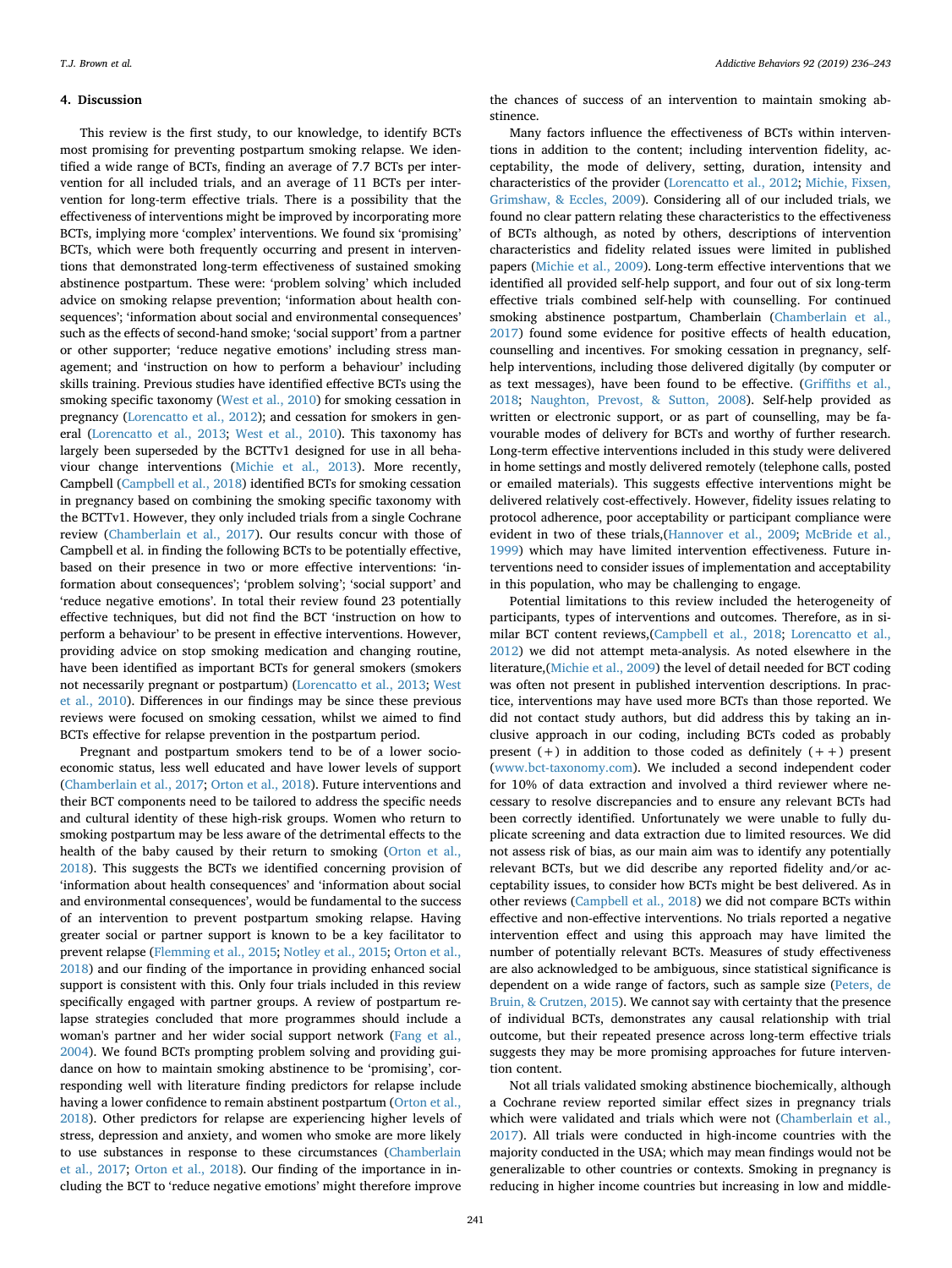## 4. Discussion

This review is the first study, to our knowledge, to identify BCTs most promising for preventing postpartum smoking relapse. We identified a wide range of BCTs, finding an average of 7.7 BCTs per intervention for all included trials, and an average of 11 BCTs per intervention for long-term effective trials. There is a possibility that the effectiveness of interventions might be improved by incorporating more BCTs, implying more 'complex' interventions. We found six 'promising' BCTs, which were both frequently occurring and present in interventions that demonstrated long-term effectiveness of sustained smoking abstinence postpartum. These were: 'problem solving' which included advice on smoking relapse prevention; 'information about health consequences'; 'information about social and environmental consequences' such as the effects of second-hand smoke; 'social support' from a partner or other supporter; 'reduce negative emotions' including stress management; and 'instruction on how to perform a behaviour' including skills training. Previous studies have identified effective BCTs using the smoking specific taxonomy (West et al., 2010) for smoking cessation in pregnancy (Lorencatto et al., 2012); and cessation for smokers in general (Lorencatto et al., 2013; West et al., 2010). This taxonomy has largely been superseded by the BCTTv1 designed for use in all behaviour change interventions (Michie et al., 2013). More recently, Campbell (Campbell et al., 2018) identified BCTs for smoking cessation in pregnancy based on combining the smoking specific taxonomy with the BCTTv1. However, they only included trials from a single Cochrane review (Chamberlain et al., 2017). Our results concur with those of Campbell et al. in finding the following BCTs to be potentially effective, based on their presence in two or more effective interventions: 'information about consequences'; 'problem solving'; 'social support' and 'reduce negative emotions'. In total their review found 23 potentially effective techniques, but did not find the BCT 'instruction on how to perform a behaviour' to be present in effective interventions. However, providing advice on stop smoking medication and changing routine, have been identified as important BCTs for general smokers (smokers not necessarily pregnant or postpartum) (Lorencatto et al., 2013; West et al., 2010). Differences in our findings may be since these previous reviews were focused on smoking cessation, whilst we aimed to find BCTs effective for relapse prevention in the postpartum period.

Pregnant and postpartum smokers tend to be of a lower socioeconomic status, less well educated and have lower levels of support (Chamberlain et al., 2017; Orton et al., 2018). Future interventions and their BCT components need to be tailored to address the specific needs and cultural identity of these high-risk groups. Women who return to smoking postpartum may be less aware of the detrimental effects to the health of the baby caused by their return to smoking (Orton et al., 2018). This suggests the BCTs we identified concerning provision of 'information about health consequences' and 'information about social and environmental consequences', would be fundamental to the success of an intervention to prevent postpartum smoking relapse. Having greater social or partner support is known to be a key facilitator to prevent relapse (Flemming et al., 2015; Notley et al., 2015; Orton et al., 2018) and our finding of the importance in providing enhanced social support is consistent with this. Only four trials included in this review specifically engaged with partner groups. A review of postpartum relapse strategies concluded that more programmes should include a woman's partner and her wider social support network (Fang et al., 2004). We found BCTs prompting problem solving and providing guidance on how to maintain smoking abstinence to be 'promising', corresponding well with literature finding predictors for relapse include having a lower confidence to remain abstinent postpartum (Orton et al., 2018). Other predictors for relapse are experiencing higher levels of stress, depression and anxiety, and women who smoke are more likely to use substances in response to these circumstances (Chamberlain et al., 2017; Orton et al., 2018). Our finding of the importance in including the BCT to 'reduce negative emotions' might therefore improve the chances of success of an intervention to maintain smoking abstinence.

Many factors influence the effectiveness of BCTs within interventions in addition to the content; including intervention fidelity, acceptability, the mode of delivery, setting, duration, intensity and characteristics of the provider (Lorencatto et al., 2012; Michie, Fixsen, Grimshaw, & Eccles, 2009). Considering all of our included trials, we found no clear pattern relating these characteristics to the effectiveness of BCTs although, as noted by others, descriptions of intervention characteristics and fidelity related issues were limited in published papers (Michie et al., 2009). Long-term effective interventions that we identified all provided self-help support, and four out of six long-term effective trials combined self-help with counselling. For continued smoking abstinence postpartum, Chamberlain (Chamberlain et al., 2017) found some evidence for positive effects of health education, counselling and incentives. For smoking cessation in pregnancy, self-help interventions, including those delivered digitally (by computer or as text messages), have been found to be effective. (Griffiths et al., 2018; Naughton, Prevost, & Sutton, 2008). Self-help provided as written or electronic support, or as part of counselling, may be favourable modes of delivery for BCTs and worthy of further research. Long-term effective interventions included in this study were delivered in home settings and mostly delivered remotely (telephone calls, posted or emailed materials). This suggests effective interventions might be delivered relatively cost-effectively. However, fidelity issues relating to protocol adherence, poor acceptability or participant compliance were evident in two of these trials,(Hannover et al., 2009; McBride et al., 1999) which may have limited intervention effectiveness. Future interventions need to consider issues of implementation and acceptability in this population, who may be challenging to engage.

Potential limitations to this review included the heterogeneity of participants, types of interventions and outcomes. Therefore, as in similar BCT content reviews,(Campbell et al., 2018; Lorencatto et al., 2012) we did not attempt meta-analysis. As noted elsewhere in the literature,(Michie et al., 2009) the level of detail needed for BCT coding was often not present in published intervention descriptions. In practice, interventions may have used more BCTs than those reported. We did not contact study authors, but did address this by taking an inclusive approach in our coding, including BCTs coded as probably present (+) in addition to those coded as definitely (++) present (www.bct-taxonomy.com). We included a second independent coder for 10% of data extraction and involved a third reviewer where necessary to resolve discrepancies and to ensure any relevant BCTs had been correctly identified. Unfortunately we were unable to fully duplicate screening and data extraction due to limited resources. We did not assess risk of bias, as our main aim was to identify any potentially relevant BCTs, but we did describe any reported fidelity and/or acceptability issues, to consider how BCTs might be best delivered. As in other reviews (Campbell et al., 2018) we did not compare BCTs within effective and non-effective interventions. No trials reported a negative intervention effect and using this approach may have limited the number of potentially relevant BCTs. Measures of study effectiveness are also acknowledged to be ambiguous, since statistical significance is dependent on a wide range of factors, such as sample size (Peters, de Bruin, & Crutzen, 2015). We cannot say with certainty that the presence of individual BCTs, demonstrates any causal relationship with trial outcome, but their repeated presence across long-term effective trials suggests they may be more promising approaches for future intervention content.

Not all trials validated smoking abstinence biochemically, although a Cochrane review reported similar effect sizes in pregnancy trials which were validated and trials which were not (Chamberlain et al., 2017). All trials were conducted in high-income countries with the majority conducted in the USA; which may mean findings would not be generalizable to other countries or contexts. Smoking in pregnancy is reducing in higher income countries but increasing in low and middle-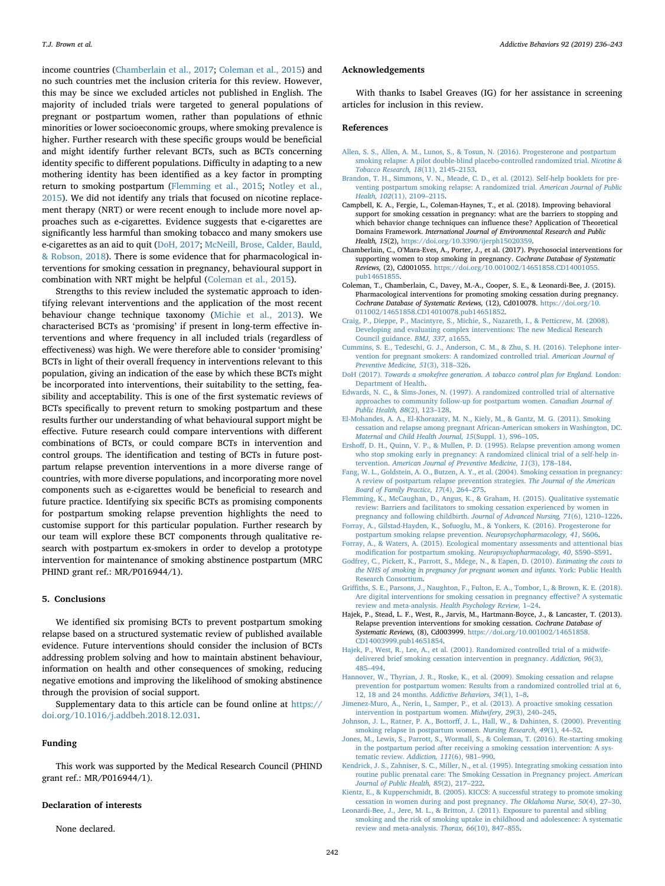income countries (Chamberlain et al., 2017; Coleman et al., 2015) and no such countries met the inclusion criteria for this review. However, this may be since we excluded articles not published in English. The majority of included trials were targeted to general populations of pregnant or postpartum women, rather than populations of ethnic minorities or lower socioeconomic groups, where smoking prevalence is higher. Further research with these specific groups would be beneficial and might identify further relevant BCTs, such as BCTs concerning identity specific to different populations. Difficulty in adapting to a new mothering identity has been identified as a key factor in prompting return to smoking postpartum (Flemming et al., 2015; Notley et al., 2015). We did not identify any trials that focused on nicotine replacement therapy (NRT) or were recent enough to include more novel approaches such as e-cigarettes. Evidence suggests that e-cigarettes are significantly less harmful than smoking tobacco and many smokers use e-cigarettes as an aid to quit (DoH, 2017; McNeill, Brose, Calder, Bauld, & Robson, 2018). There is some evidence that for pharmacological interventions for smoking cessation in pregnancy, behavioural support in combination with NRT might be helpful (Coleman et al., 2015).

Strengths to this review included the systematic approach to identifying relevant interventions and the application of the most recent behaviour change technique taxonomy (Michie et al., 2013). We characterised BCTs as 'promising' if present in long-term effective interventions and where frequency in all included trials (regardless of effectiveness) was high. We were therefore able to consider 'promising' BCTs in light of their overall frequency in interventions relevant to this population, giving an indication of the ease by which these BCTs might be incorporated into interventions, their suitability to the setting, feasibility and acceptability. This is one of the first systematic reviews of BCTs specifically to prevent return to smoking postpartum and these results further our understanding of what behavioural support might be effective. Future research could compare interventions with different combinations of BCTs, or could compare BCTs in intervention and control groups. The identification and testing of BCTs in future postpartum relapse prevention interventions in a more diverse range of countries, with more diverse populations, and incorporating more novel components such as e-cigarettes would be beneficial to research and future practice. Identifying six specific BCTs as promising components for postpartum smoking relapse prevention highlights the need to customise support for this particular population. Further research by our team will explore these BCT components through qualitative research with postpartum ex-smokers in order to develop a prototype intervention for maintenance of smoking abstinence postpartum (MRC PHIND grant ref.: MR/P016944/1).

## 5. Conclusions

We identified six promising BCTs to prevent postpartum smoking relapse based on a structured systematic review of published available evidence. Future interventions should consider the inclusion of BCTs addressing problem solving and how to maintain abstinent behaviour, information on health and other consequences of smoking, reducing negative emotions and improving the likelihood of smoking abstinence through the provision of social support.

Supplementary data to this article can be found online at https://doi.org/10.1016/j.addbeh.2018.12.031.

## Funding

This work was supported by the Medical Research Council (PHIND grant ref.: MR/P016944/1).

## Declaration of interests

None declared.

## Acknowledgements

With thanks to Isabel Greaves (IG) for her assistance in screening articles for inclusion in this review.

## References

Allen, S. S., Allen, A. M., Lunos, S., & Tosun, N. (2016). Progesterone and postpartum smoking relapse: A pilot double-blind placebo-controlled randomized trial. *Nicotine & Tobacco Research, 18*(11), 2145–2153.

Brandon, T. H., Simmons, V. N., Meade, C. D., et al. (2012). Self-help booklets for preventing postpartum smoking relapse: A randomized trial. *American Journal of Public Health, 102*(11), 2109–2115.

Campbell, K. A., Fergie, L., Coleman-Haynes, T., et al. (2018). Improving behavioral support for smoking cessation in pregnancy: what are the barriers to stopping and which behavior change techniques can influence these? Application of Theoretical Domains Framework. *International Journal of Environmental Research and Public Health, 15*(2), https://doi.org/10.3390/ijerph15020359.

Chamberlain, C., O'Mara-Eves, A., Porter, J., et al. (2017). Psychosocial interventions for supporting women to stop smoking in pregnancy. *Cochrane Database of Systematic Reviews,* (2), Cd001055. https://doi.org/10.001002/14651858.CD14001055.pub14651855.

Coleman, T., Chamberlain, C., Davey, M.-A., Cooper, S. E., & Leonardi-Bee, J. (2015). Pharmacological interventions for promoting smoking cessation during pregnancy. *Cochrane Database of Systematic Reviews,* (12), Cd010078. https://doi.org/10.011002/14651858.CD14010078.pub14651852.

Craig, P., Dieppe, P., Macintyre, S., Michie, S., Nazareth, I., & Petticrew, M. (2008). Developing and evaluating complex interventions: The new Medical Research Council guidance. *BMJ, 337*, a1655.

Cummins, S. E., Tedeschi, G. J., Anderson, C. M., & Zhu, S. H. (2016). Telephone intervention for pregnant smokers: A randomized controlled trial. *American Journal of Preventive Medicine, 51*(3), 318–326.

DoH (2017). *Towards a smokefree generation. A tobacco control plan for England.* London: Department of Health.

Edwards, N. C., & Sims-Jones, N. (1997). A randomized controlled trial of alternative approaches to community follow-up for postpartum women. *Canadian Journal of Public Health, 88*(2), 123–128.

El-Mohandes, A. A., El-Khorazaty, M. N., Kiely, M., & Gantz, M. G. (2011). Smoking cessation and relapse among pregnant African-American smokers in Washington, DC. *Maternal and Child Health Journal, 15*(Suppl. 1), S96–105.

Ershoff, D. H., Quinn, V. P., & Mullen, P. D. (1995). Relapse prevention among women who stop smoking early in pregnancy: A randomized clinical trial of a self-help intervention. *American Journal of Preventive Medicine, 11*(3), 178–184.

Fang, W. L., Goldstein, A. O., Butzen, A. Y., et al. (2004). Smoking cessation in pregnancy: A review of postpartum relapse prevention strategies. *The Journal of the American Board of Family Practice, 17*(4), 264–275.

Flemming, K., McCaughan, D., Angus, K., & Graham, H. (2015). Qualitative systematic review: Barriers and facilitators to smoking cessation experienced by women in pregnancy and following childbirth. *Journal of Advanced Nursing, 71*(6), 1210–1226.

Forray, A., Gilstad-Hayden, K., Sofuoglu, M., & Yonkers, K. (2016). Progesterone for postpartum smoking relapse prevention. *Neuropsychopharmacology, 41*, S606.

Forray, A., & Waters, A. (2015). Ecological momentary assessments and attentional bias modification for postpartum smoking. *Neuropsychopharmacology, 40*, S590–S591.

Godfrey, C., Pickett, K., Parrott, S., Mdege, N., & Eapen, D. (2010). *Estimating the costs to the NHS of smoking in pregnancy for pregnant women and infants.* York: Public Health Research Consortium.

Griffiths, S. E., Parsons, J., Naughton, F., Fulton, E. A., Tombor, I., & Brown, K. E. (2018). Are digital interventions for smoking cessation in pregnancy effective? A systematic review and meta-analysis. *Health Psychology Review,* 1–24.

Hajek, P., Stead, L. F., West, R., Jarvis, M., Hartmann-Boyce, J., & Lancaster, T. (2013). Relapse prevention interventions for smoking cessation. *Cochrane Database of Systematic Reviews,* (8), Cd003999. https://doi.org/10.001002/14651858.CD14003999.pub14651854.

Hajek, P., West, R., Lee, A., et al. (2001). Randomized controlled trial of a midwife-delivered brief smoking cessation intervention in pregnancy. *Addiction, 96*(3), 485–494.

Hannover, W., Thyrian, J. R., Roske, K., et al. (2009). Smoking cessation and relapse prevention for postpartum women: Results from a randomized controlled trial at 6, 12, 18 and 24 months. *Addictive Behaviors, 34*(1), 1–8.

Jimenez-Muro, A., Nerin, I., Samper, P., et al. (2013). A proactive smoking cessation intervention in postpartum women. *Midwifery, 29*(3), 240–245.

Johnson, J. L., Ratner, P. A., Bottorff, J. L., Hall, W., & Dahinten, S. (2000). Preventing smoking relapse in postpartum women. *Nursing Research, 49*(1), 44–52.

Jones, M., Lewis, S., Parrott, S., Wormall, S., & Coleman, T. (2016). Re-starting smoking in the postpartum period after receiving a smoking cessation intervention: A systematic review. *Addiction, 111*(6), 981–990.

Kendrick, J. S., Zahniser, S. C., Miller, N., et al. (1995). Integrating smoking cessation into routine public prenatal care: The Smoking Cessation in Pregnancy project. *American Journal of Public Health, 85*(2), 217–222.

Kientz, E., & Kupperschmidt, B. (2005). KICCS: A successful strategy to promote smoking cessation in women during and post pregnancy. *The Oklahoma Nurse, 50*(4), 27–30.

Leonardi-Bee, J., Jere, M. L., & Britton, J. (2011). Exposure to parental and sibling smoking and the risk of smoking uptake in childhood and adolescence: A systematic review and meta-analysis. *Thorax, 66*(10), 847–855.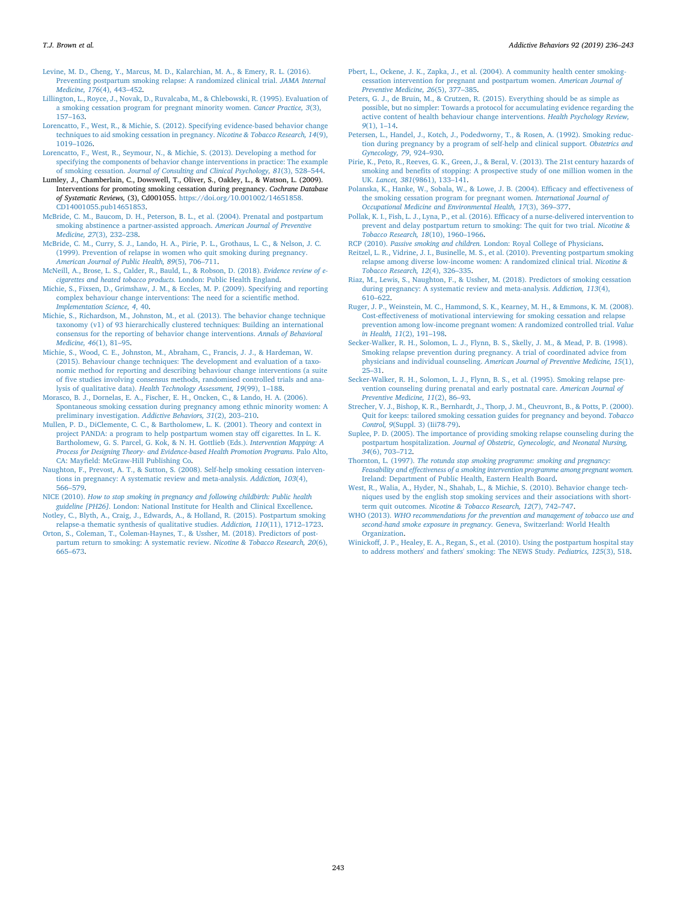Levine, M. D., Cheng, Y., Marcus, M. D., Kalarchian, M. A., & Emery, R. L. (2016). Preventing postpartum smoking relapse: A randomized clinical trial. *JAMA Internal Medicine, 176*(4), 443–452.

Lillington, L., Royce, J., Novak, D., Ruvalcaba, M., & Chlebowski, R. (1995). Evaluation of a smoking cessation program for pregnant minority women. *Cancer Practice, 3*(3), 157–163.

Lorencatto, F., West, R., & Michie, S. (2012). Specifying evidence-based behavior change techniques to aid smoking cessation in pregnancy. *Nicotine & Tobacco Research, 14*(9), 1019–1026.

Lorencatto, F., West, R., Seymour, N., & Michie, S. (2013). Developing a method for specifying the components of behavior change interventions in practice: The example of smoking cessation. *Journal of Consulting and Clinical Psychology, 81*(3), 528–544.

Lumley, J., Chamberlain, C., Dowswell, T., Oliver, S., Oakley, L., & Watson, L. (2009). Interventions for promoting smoking cessation during pregnancy. *Cochrane Database of Systematic Reviews,* (3), Cd001055. https://doi.org/10.001002/14651858.CD14001055.pub14651853.

McBride, C. M., Baucom, D. H., Peterson, B. L., et al. (2004). Prenatal and postpartum smoking abstinence a partner-assisted approach. *American Journal of Preventive Medicine, 27*(3), 232–238.

McBride, C. M., Curry, S. J., Lando, H. A., Pirie, P. L., Grothaus, L. C., & Nelson, J. C. (1999). Prevention of relapse in women who quit smoking during pregnancy. *American Journal of Public Health, 89*(5), 706–711.

McNeill, A., Brose, L. S., Calder, R., Bauld, L., & Robson, D. (2018). *Evidence review of e-cigarettes and heated tobacco products.* London: Public Health England.

Michie, S., Fixsen, D., Grimshaw, J. M., & Eccles, M. P. (2009). Specifying and reporting complex behaviour change interventions: The need for a scientific method. *Implementation Science, 4*, 40.

Michie, S., Richardson, M., Johnston, M., et al. (2013). The behavior change technique taxonomy (v1) of 93 hierarchically clustered techniques: Building an international consensus for the reporting of behavior change interventions. *Annals of Behavioral Medicine, 46*(1), 81–95.

Michie, S., Wood, C. E., Johnston, M., Abraham, C., Francis, J. J., & Hardeman, W. (2015). Behaviour change techniques: The development and evaluation of a taxonomic method for reporting and describing behaviour change interventions (a suite of five studies involving consensus methods, randomised controlled trials and analysis of qualitative data). *Health Technology Assessment, 19*(99), 1–188.

Morasco, B. J., Dornelas, E. A., Fischer, E. H., Oncken, C., & Lando, H. A. (2006). Spontaneous smoking cessation during pregnancy among ethnic minority women: A preliminary investigation. *Addictive Behaviors, 31*(2), 203–210.

Mullen, P. D., DiClemente, C. C., & Bartholomew, L. K. (2001). Theory and context in project PANDA: a program to help postpartum women stay off cigarettes. In L. K. Bartholomew, G. S. Parcel, G. Kok, & N. H. Gottlieb (Eds.). *Intervention Mapping: A Process for Designing Theory- and Evidence-based Health Promotion Programs.* Palo Alto, CA: Mayfield: McGraw-Hill Publishing Co.

Naughton, F., Prevost, A. T., & Sutton, S. (2008). Self-help smoking cessation interventions in pregnancy: A systematic review and meta-analysis. *Addiction, 103*(4), 566–579.

NICE (2010). *How to stop smoking in pregnancy and following childbirth: Public health guideline [PH26].* London: National Institute for Health and Clinical Excellence.

Notley, C., Blyth, A., Craig, J., Edwards, A., & Holland, R. (2015). Postpartum smoking relapse-a thematic synthesis of qualitative studies. *Addiction, 110*(11), 1712–1723.

Orton, S., Coleman, T., Coleman-Haynes, T., & Ussher, M. (2018). Predictors of postpartum return to smoking: A systematic review. *Nicotine & Tobacco Research, 20*(6), 665–673.

Pbert, L., Ockene, J. K., Zapka, J., et al. (2004). A community health center smoking-cessation intervention for pregnant and postpartum women. *American Journal of Preventive Medicine, 26*(5), 377–385.

Peters, G. J., de Bruin, M., & Crutzen, R. (2015). Everything should be as simple as possible, but no simpler: Towards a protocol for accumulating evidence regarding the active content of health behaviour change interventions. *Health Psychology Review, 9*(1), 1–14.

Petersen, L., Handel, J., Kotch, J., Podedworny, T., & Rosen, A. (1992). Smoking reduction during pregnancy by a program of self-help and clinical support. *Obstetrics and Gynecology, 79*, 924–930.

Pirie, K., Peto, R., Reeves, G. K., Green, J., & Beral, V. (2013). The 21st century hazards of smoking and benefits of stopping: A prospective study of one million women in the UK. *Lancet, 381*(9861), 133–141.

Polanska, K., Hanke, W., Sobala, W., & Lowe, J. B. (2004). Efficacy and effectiveness of the smoking cessation program for pregnant women. *International Journal of Occupational Medicine and Environmental Health, 17*(3), 369–377.

Pollak, K. I., Fish, L. J., Lyna, P., et al. (2016). Efficacy of a nurse-delivered intervention to prevent and delay postpartum return to smoking: The quit for two trial. *Nicotine & Tobacco Research, 18*(10), 1960–1966.

RCP (2010). *Passive smoking and children.* London: Royal College of Physicians.

Reitzel, L. R., Vidrine, J. I., Businelle, M. S., et al. (2010). Preventing postpartum smoking relapse among diverse low-income women: A randomized clinical trial. *Nicotine & Tobacco Research, 12*(4), 326–335.

Riaz, M., Lewis, S., Naughton, F., & Ussher, M. (2018). Predictors of smoking cessation during pregnancy: A systematic review and meta-analysis. *Addiction, 113*(4), 610–622.

Ruger, J. P., Weinstein, M. C., Hammond, S. K., Kearney, M. H., & Emmons, K. M. (2008). Cost-effectiveness of motivational interviewing for smoking cessation and relapse prevention among low-income pregnant women: A randomized controlled trial. *Value in Health, 11*(2), 191–198.

Secker-Walker, R. H., Solomon, L. J., Flynn, B. S., Skelly, J. M., & Mead, P. B. (1998). Smoking relapse prevention during pregnancy. A trial of coordinated advice from physicians and individual counseling. *American Journal of Preventive Medicine, 15*(1), 25–31.

Secker-Walker, R. H., Solomon, L. J., Flynn, B. S., et al. (1995). Smoking relapse prevention counseling during prenatal and early postnatal care. *American Journal of Preventive Medicine, 11*(2), 86–93.

Strecher, V. J., Bishop, K. R., Bernhardt, J., Thorp, J. M., Cheuvront, B., & Potts, P. (2000). Quit for keeps: tailored smoking cessation guides for pregnancy and beyond. *Tobacco Control, 9*(Suppl. 3) (Iii78-79).

Suplee, P. D. (2005). The importance of providing smoking relapse counseling during the postpartum hospitalization. *Journal of Obstetric, Gynecologic, and Neonatal Nursing, 34*(6), 703–712.

Thornton, L. (1997). *The rotunda stop smoking programme: smoking and pregnancy: Feasability and effectiveness of a smoking intervention programme among pregnant women.* Ireland: Department of Public Health, Eastern Health Board.

West, R., Walia, A., Hyder, N., Shahab, L., & Michie, S. (2010). Behavior change techniques used by the english stop smoking services and their associations with short-term quit outcomes. *Nicotine & Tobacco Research, 12*(7), 742–747.

WHO (2013). *WHO recommendations for the prevention and management of tobacco use and second-hand smoke exposure in pregnancy.* Geneva, Switzerland: World Health Organization.

Winickoff, J. P., Healey, E. A., Regan, S., et al. (2010). Using the postpartum hospital stay to address mothers' and fathers' smoking: The NEWS Study. *Pediatrics, 125*(3), 518.